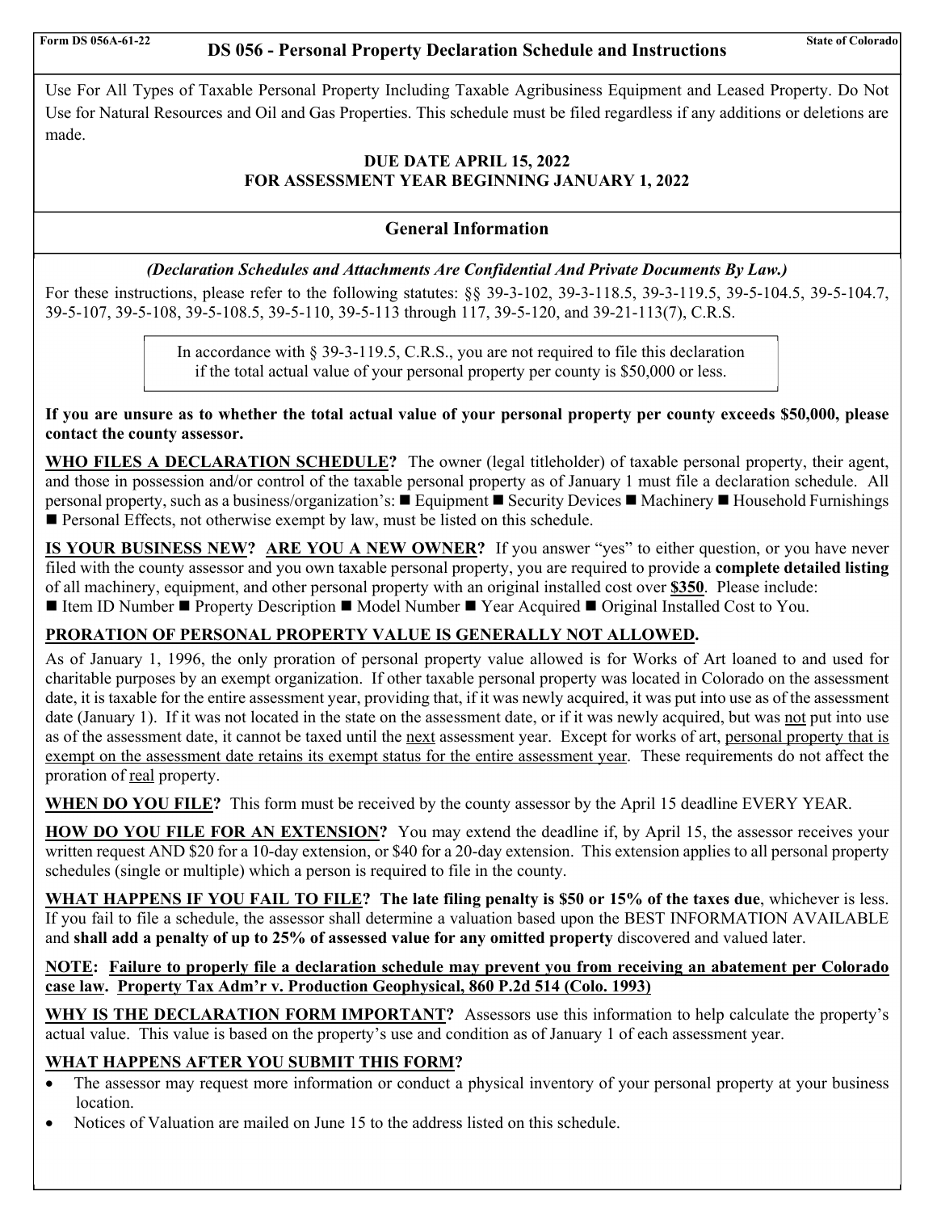Form DS 056A-61-22

# DS 056 - Personal Property Declaration Schedule and Instructions

State of Colorado

Use For All Types of Taxable Personal Property Including Taxable Agribusiness Equipment and Leased Property. Do Not Use for Natural Resources and Oil and Gas Properties. This schedule must be filed regardless if any additions or deletions are made.

**DUE DATE APRIL 15, 2022**
**FOR ASSESSMENT YEAR BEGINNING JANUARY 1, 2022**

## General Information

***(Declaration Schedules and Attachments Are Confidential And Private Documents By Law.)***

For these instructions, please refer to the following statutes: §§ 39-3-102, 39-3-118.5, 39-3-119.5, 39-5-104.5, 39-5-104.7, 39-5-107, 39-5-108, 39-5-108.5, 39-5-110, 39-5-113 through 117, 39-5-120, and 39-21-113(7), C.R.S.

> In accordance with § 39-3-119.5, C.R.S., you are not required to file this declaration if the total actual value of your personal property per county is $50,000 or less.

**If you are unsure as to whether the total actual value of your personal property per county exceeds $50,000, please contact the county assessor.**

**WHO FILES A DECLARATION SCHEDULE?** The owner (legal titleholder) of taxable personal property, their agent, and those in possession and/or control of the taxable personal property as of January 1 must file a declaration schedule. All personal property, such as a business/organization's: ■ Equipment ■ Security Devices ■ Machinery ■ Household Furnishings ■ Personal Effects, not otherwise exempt by law, must be listed on this schedule.

**IS YOUR BUSINESS NEW? ARE YOU A NEW OWNER?** If you answer "yes" to either question, or you have never filed with the county assessor and you own taxable personal property, you are required to provide a **complete detailed listing** of all machinery, equipment, and other personal property with an original installed cost over **$350**. Please include:
■ Item ID Number ■ Property Description ■ Model Number ■ Year Acquired ■ Original Installed Cost to You.

**PRORATION OF PERSONAL PROPERTY VALUE IS GENERALLY NOT ALLOWED.**

As of January 1, 1996, the only proration of personal property value allowed is for Works of Art loaned to and used for charitable purposes by an exempt organization. If other taxable personal property was located in Colorado on the assessment date, it is taxable for the entire assessment year, providing that, if it was newly acquired, it was put into use as of the assessment date (January 1). If it was not located in the state on the assessment date, or if it was newly acquired, but was not put into use as of the assessment date, it cannot be taxed until the next assessment year. Except for works of art, personal property that is exempt on the assessment date retains its exempt status for the entire assessment year. These requirements do not affect the proration of real property.

**WHEN DO YOU FILE?** This form must be received by the county assessor by the April 15 deadline EVERY YEAR.

**HOW DO YOU FILE FOR AN EXTENSION?** You may extend the deadline if, by April 15, the assessor receives your written request AND $20 for a 10-day extension, or $40 for a 20-day extension. This extension applies to all personal property schedules (single or multiple) which a person is required to file in the county.

**WHAT HAPPENS IF YOU FAIL TO FILE? The late filing penalty is $50 or 15% of the taxes due**, whichever is less. If you fail to file a schedule, the assessor shall determine a valuation based upon the BEST INFORMATION AVAILABLE and **shall add a penalty of up to 25% of assessed value for any omitted property** discovered and valued later.

**NOTE: Failure to properly file a declaration schedule may prevent you from receiving an abatement per Colorado case law. Property Tax Adm'r v. Production Geophysical, 860 P.2d 514 (Colo. 1993)**

**WHY IS THE DECLARATION FORM IMPORTANT?** Assessors use this information to help calculate the property's actual value. This value is based on the property's use and condition as of January 1 of each assessment year.

**WHAT HAPPENS AFTER YOU SUBMIT THIS FORM?**

- The assessor may request more information or conduct a physical inventory of your personal property at your business location.
- Notices of Valuation are mailed on June 15 to the address listed on this schedule.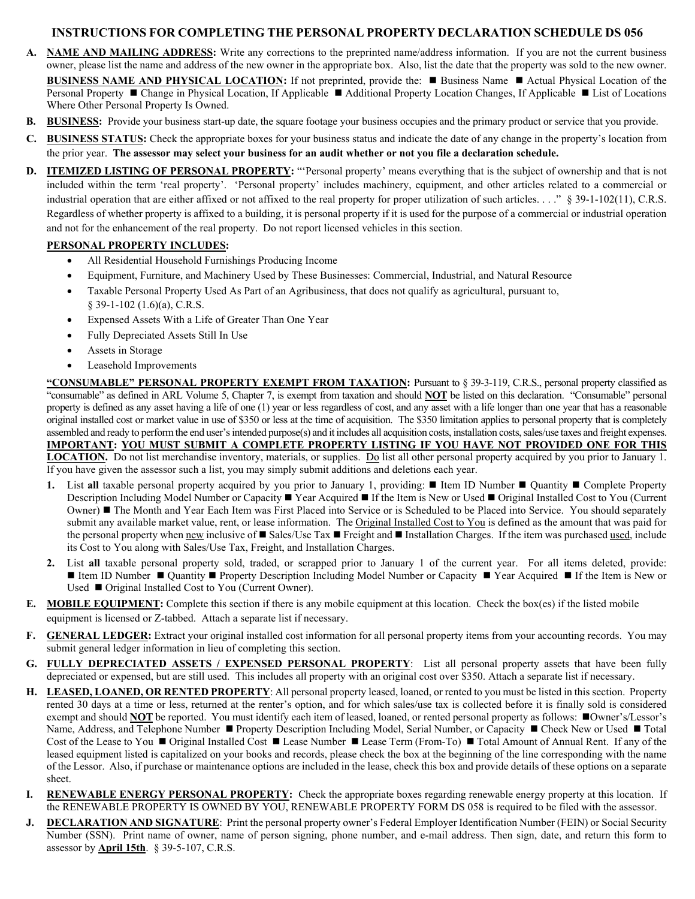# INSTRUCTIONS FOR COMPLETING THE PERSONAL PROPERTY DECLARATION SCHEDULE DS 056

**A.** **NAME AND MAILING ADDRESS:** Write any corrections to the preprinted name/address information. If you are not the current business owner, please list the name and address of the new owner in the appropriate box. Also, list the date that the property was sold to the new owner.

**BUSINESS NAME AND PHYSICAL LOCATION:** If not preprinted, provide the: ■ Business Name ■ Actual Physical Location of the Personal Property ■ Change in Physical Location, If Applicable ■ Additional Property Location Changes, If Applicable ■ List of Locations Where Other Personal Property Is Owned.

**B.** **BUSINESS:** Provide your business start-up date, the square footage your business occupies and the primary product or service that you provide.

**C.** **BUSINESS STATUS:** Check the appropriate boxes for your business status and indicate the date of any change in the property's location from the prior year. **The assessor may select your business for an audit whether or not you file a declaration schedule.**

**D.** **ITEMIZED LISTING OF PERSONAL PROPERTY:** "'Personal property' means everything that is the subject of ownership and that is not included within the term 'real property'. 'Personal property' includes machinery, equipment, and other articles related to a commercial or industrial operation that are either affixed or not affixed to the real property for proper utilization of such articles. . . ." § 39-1-102(11), C.R.S. Regardless of whether property is affixed to a building, it is personal property if it is used for the purpose of a commercial or industrial operation and not for the enhancement of the real property. Do not report licensed vehicles in this section.

**PERSONAL PROPERTY INCLUDES:**

- All Residential Household Furnishings Producing Income
- Equipment, Furniture, and Machinery Used by These Businesses: Commercial, Industrial, and Natural Resource
- Taxable Personal Property Used As Part of an Agribusiness, that does not qualify as agricultural, pursuant to, § 39-1-102 (1.6)(a), C.R.S.
- Expensed Assets With a Life of Greater Than One Year
- Fully Depreciated Assets Still In Use
- Assets in Storage
- Leasehold Improvements

**"CONSUMABLE" PERSONAL PROPERTY EXEMPT FROM TAXATION:** Pursuant to § 39-3-119, C.R.S., personal property classified as "consumable" as defined in ARL Volume 5, Chapter 7, is exempt from taxation and should **NOT** be listed on this declaration. "Consumable" personal property is defined as any asset having a life of one (1) year or less regardless of cost, and any asset with a life longer than one year that has a reasonable original installed cost or market value in use of $350 or less at the time of acquisition. The $350 limitation applies to personal property that is completely assembled and ready to perform the end user's intended purpose(s) and it includes all acquisition costs, installation costs, sales/use taxes and freight expenses. **IMPORTANT: YOU MUST SUBMIT A COMPLETE PROPERTY LISTING IF YOU HAVE NOT PROVIDED ONE FOR THIS LOCATION.** Do not list merchandise inventory, materials, or supplies. Do list all other personal property acquired by you prior to January 1. If you have given the assessor such a list, you may simply submit additions and deletions each year.

1. List **all** taxable personal property acquired by you prior to January 1, providing: ■ Item ID Number ■ Quantity ■ Complete Property Description Including Model Number or Capacity ■ Year Acquired ■ If the Item is New or Used ■ Original Installed Cost to You (Current Owner) ■ The Month and Year Each Item was First Placed into Service or is Scheduled to be Placed into Service. You should separately submit any available market value, rent, or lease information. The Original Installed Cost to You is defined as the amount that was paid for the personal property when new inclusive of ■ Sales/Use Tax ■ Freight and ■ Installation Charges. If the item was purchased used, include its Cost to You along with Sales/Use Tax, Freight, and Installation Charges.
2. List **all** taxable personal property sold, traded, or scrapped prior to January 1 of the current year. For all items deleted, provide: ■ Item ID Number ■ Quantity ■ Property Description Including Model Number or Capacity ■ Year Acquired ■ If the Item is New or Used ■ Original Installed Cost to You (Current Owner).

**E.** **MOBILE EQUIPMENT:** Complete this section if there is any mobile equipment at this location. Check the box(es) if the listed mobile equipment is licensed or Z-tabbed. Attach a separate list if necessary.

**F.** **GENERAL LEDGER:** Extract your original installed cost information for all personal property items from your accounting records. You may submit general ledger information in lieu of completing this section.

**G.** **FULLY DEPRECIATED ASSETS / EXPENSED PERSONAL PROPERTY**: List all personal property assets that have been fully depreciated or expensed, but are still used. This includes all property with an original cost over $350. Attach a separate list if necessary.

**H.** **LEASED, LOANED, OR RENTED PROPERTY**: All personal property leased, loaned, or rented to you must be listed in this section. Property rented 30 days at a time or less, returned at the renter's option, and for which sales/use tax is collected before it is finally sold is considered exempt and should **NOT** be reported. You must identify each item of leased, loaned, or rented personal property as follows: ■Owner's/Lessor's Name, Address, and Telephone Number ■ Property Description Including Model, Serial Number, or Capacity ■ Check New or Used ■ Total Cost of the Lease to You ■ Original Installed Cost ■ Lease Number ■ Lease Term (From-To) ■ Total Amount of Annual Rent. If any of the leased equipment listed is capitalized on your books and records, please check the box at the beginning of the line corresponding with the name of the Lessor. Also, if purchase or maintenance options are included in the lease, check this box and provide details of these options on a separate sheet.

**I.** **RENEWABLE ENERGY PERSONAL PROPERTY:** Check the appropriate boxes regarding renewable energy property at this location. If the RENEWABLE PROPERTY IS OWNED BY YOU, RENEWABLE PROPERTY FORM DS 058 is required to be filed with the assessor.

**J.** **DECLARATION AND SIGNATURE**: Print the personal property owner's Federal Employer Identification Number (FEIN) or Social Security Number (SSN). Print name of owner, name of person signing, phone number, and e-mail address. Then sign, date, and return this form to assessor by **April 15th**. § 39-5-107, C.R.S.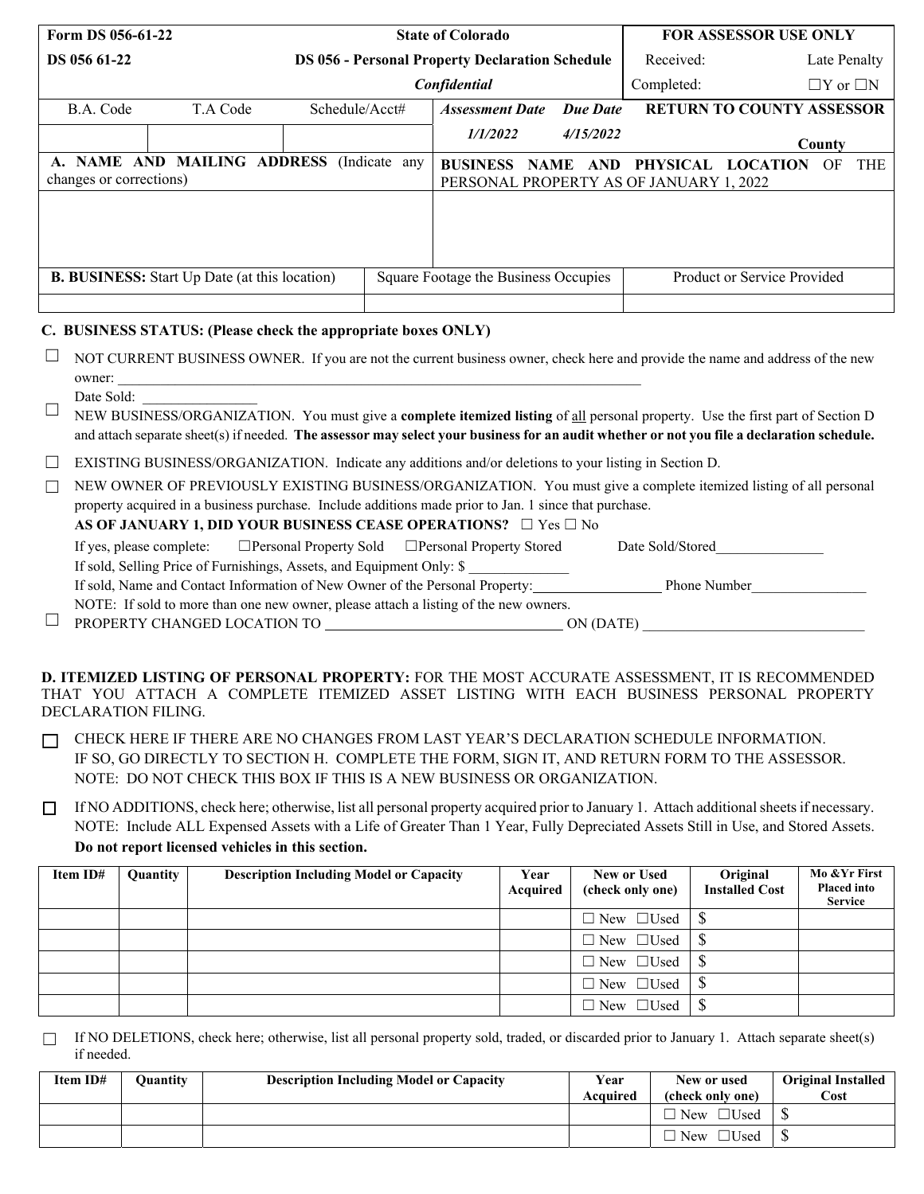| Form DS 056-61-22 | | | State of Colorado | | FOR ASSESSOR USE ONLY | |
|---|---|---|---|---|---|---|
| DS 056 61-22 | | | DS 056 - Personal Property Declaration Schedule | | Received: | Late Penalty |
| | | | *Confidential* | | Completed: | ☐Y or ☐N |
| B.A. Code | T.A Code | Schedule/Acct# | ***Assessment Date*** | ***Due Date*** | **RETURN TO COUNTY ASSESSOR** | |
| | | | ***1/1/2022*** | ***4/15/2022*** | **County** | |

| **A. NAME AND MAILING ADDRESS** (Indicate any changes or corrections) | **BUSINESS NAME AND PHYSICAL LOCATION OF THE** PERSONAL PROPERTY AS OF JANUARY 1, 2022 |
|---|---|
| | |

| **B. BUSINESS:** Start Up Date (at this location) | Square Footage the Business Occupies | Product or Service Provided |
|---|---|---|
| | | |

**C. BUSINESS STATUS: (Please check the appropriate boxes ONLY)**

☐ NOT CURRENT BUSINESS OWNER. If you are not the current business owner, check here and provide the name and address of the new owner: ________________________________________________________________________________
Date Sold: ________________

☐ NEW BUSINESS/ORGANIZATION. You must give a **complete itemized listing** of all personal property. Use the first part of Section D and attach separate sheet(s) if needed. **The assessor may select your business for an audit whether or not you file a declaration schedule.**

☐ EXISTING BUSINESS/ORGANIZATION. Indicate any additions and/or deletions to your listing in Section D.

☐ NEW OWNER OF PREVIOUSLY EXISTING BUSINESS/ORGANIZATION. You must give a complete itemized listing of all personal property acquired in a business purchase. Include additions made prior to Jan. 1 since that purchase.
**AS OF JANUARY 1, DID YOUR BUSINESS CEASE OPERATIONS?** ☐ Yes ☐ No
If yes, please complete: ☐Personal Property Sold ☐Personal Property Stored Date Sold/Stored_______________
If sold, Selling Price of Furnishings, Assets, and Equipment Only: $ ______________
If sold, Name and Contact Information of New Owner of the Personal Property:__________________ Phone Number________________
NOTE: If sold to more than one new owner, please attach a listing of the new owners.

☐ PROPERTY CHANGED LOCATION TO __________________________________ ON (DATE) _______________________________

**D. ITEMIZED LISTING OF PERSONAL PROPERTY:** FOR THE MOST ACCURATE ASSESSMENT, IT IS RECOMMENDED THAT YOU ATTACH A COMPLETE ITEMIZED ASSET LISTING WITH EACH BUSINESS PERSONAL PROPERTY DECLARATION FILING.

☐ CHECK HERE IF THERE ARE NO CHANGES FROM LAST YEAR'S DECLARATION SCHEDULE INFORMATION. IF SO, GO DIRECTLY TO SECTION H. COMPLETE THE FORM, SIGN IT, AND RETURN FORM TO THE ASSESSOR. NOTE: DO NOT CHECK THIS BOX IF THIS IS A NEW BUSINESS OR ORGANIZATION.

☐ If NO ADDITIONS, check here; otherwise, list all personal property acquired prior to January 1. Attach additional sheets if necessary. NOTE: Include ALL Expensed Assets with a Life of Greater Than 1 Year, Fully Depreciated Assets Still in Use, and Stored Assets. **Do not report licensed vehicles in this section.**

| Item ID# | Quantity | Description Including Model or Capacity | Year Acquired | New or Used (check only one) | Original Installed Cost | Mo &Yr First Placed into Service |
|---|---|---|---|---|---|---|
| | | | | ☐ New ☐Used | $ | |
| | | | | ☐ New ☐Used | $ | |
| | | | | ☐ New ☐Used | $ | |
| | | | | ☐ New ☐Used | $ | |
| | | | | ☐ New ☐Used | $ | |

☐ If NO DELETIONS, check here; otherwise, list all personal property sold, traded, or discarded prior to January 1. Attach separate sheet(s) if needed.

| Item ID# | Quantity | Description Including Model or Capacity | Year Acquired | New or used (check only one) | Original Installed Cost |
|---|---|---|---|---|---|
| | | | | ☐ New ☐Used | $ |
| | | | | ☐ New ☐Used | $ |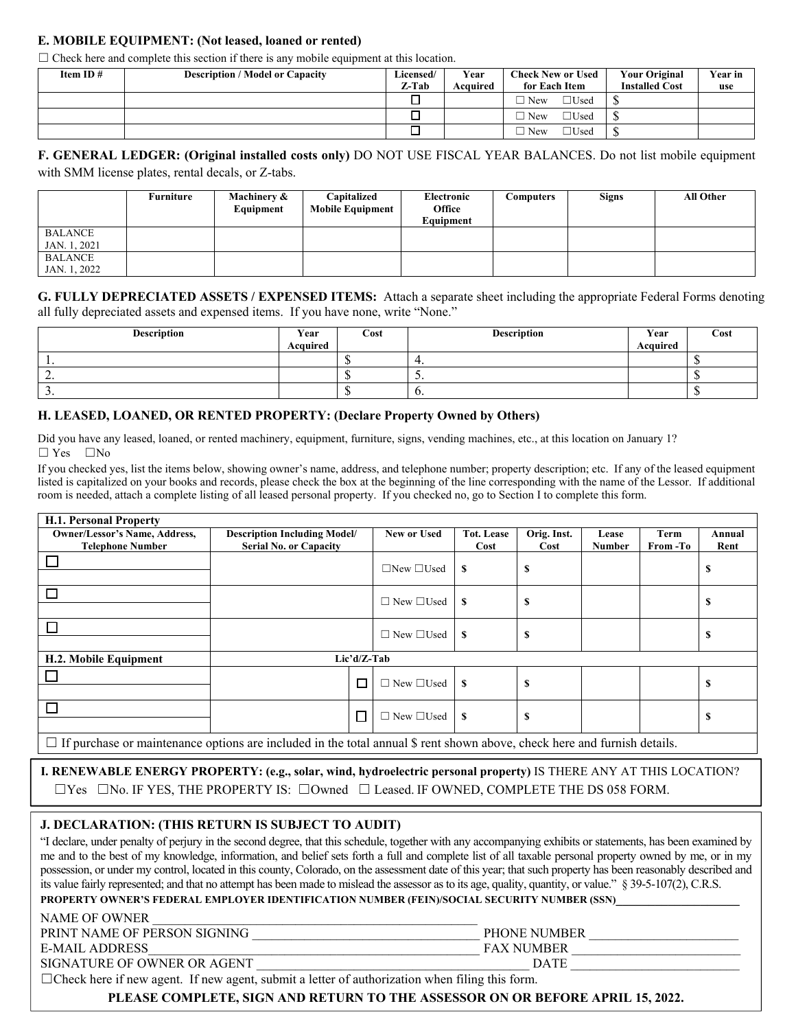## E. MOBILE EQUIPMENT: (Not leased, loaned or rented)

☐ Check here and complete this section if there is any mobile equipment at this location.

| Item ID # | Description / Model or Capacity | Licensed/ Z-Tab | Year Acquired | Check New or Used for Each Item | Your Original Installed Cost | Year in use |
|---|---|---|---|---|---|---|
| | | ☐ | | ☐ New ☐Used | $ | |
| | | ☐ | | ☐ New ☐Used | $ | |
| | | ☐ | | ☐ New ☐Used | $ | |

**F. GENERAL LEDGER: (Original installed costs only)** DO NOT USE FISCAL YEAR BALANCES. Do not list mobile equipment with SMM license plates, rental decals, or Z-tabs.

| | Furniture | Machinery & Equipment | Capitalized Mobile Equipment | Electronic Office Equipment | Computers | Signs | All Other |
|---|---|---|---|---|---|---|---|
| BALANCE JAN. 1, 2021 | | | | | | | |
| BALANCE JAN. 1, 2022 | | | | | | | |

**G. FULLY DEPRECIATED ASSETS / EXPENSED ITEMS:** Attach a separate sheet including the appropriate Federal Forms denoting all fully depreciated assets and expensed items. If you have none, write "None."

| Description | Year Acquired | Cost | Description | Year Acquired | Cost |
|---|---|---|---|---|---|
| 1. | | $ | 4. | | $ |
| 2. | | $ | 5. | | $ |
| 3. | | $ | 6. | | $ |

## H. LEASED, LOANED, OR RENTED PROPERTY: (Declare Property Owned by Others)

Did you have any leased, loaned, or rented machinery, equipment, furniture, signs, vending machines, etc., at this location on January 1?
☐ Yes ☐No

If you checked yes, list the items below, showing owner's name, address, and telephone number; property description; etc. If any of the leased equipment listed is capitalized on your books and records, please check the box at the beginning of the line corresponding with the name of the Lessor. If additional room is needed, attach a complete listing of all leased personal property. If you checked no, go to Section I to complete this form.

| H.1. Personal Property | | | | | | | | | |
|---|---|---|---|---|---|---|---|---|---|
| Owner/Lessor's Name, Address, Telephone Number | Description Including Model/ Serial No. or Capacity | | New or Used | Tot. Lease Cost | Orig. Inst. Cost | Lease Number | Term From -To | Annual Rent |
| ☐ | | | ☐New ☐Used | $ | $ | | | $ |
| ☐ | | | ☐ New ☐Used | $ | $ | | | $ |
| ☐ | | | ☐ New ☐Used | $ | $ | | | $ |
| **H.2. Mobile Equipment** | | Lic'd/Z-Tab | | | | | | |
| ☐ | | ☐ | ☐ New ☐Used | $ | $ | | | $ |
| ☐ | | ☐ | ☐ New ☐Used | $ | $ | | | $ |

☐ If purchase or maintenance options are included in the total annual $ rent shown above, check here and furnish details.

**I. RENEWABLE ENERGY PROPERTY: (e.g., solar, wind, hydroelectric personal property)** IS THERE ANY AT THIS LOCATION? ☐Yes ☐No. IF YES, THE PROPERTY IS: ☐Owned ☐ Leased. IF OWNED, COMPLETE THE DS 058 FORM.

## J. DECLARATION: (THIS RETURN IS SUBJECT TO AUDIT)

"I declare, under penalty of perjury in the second degree, that this schedule, together with any accompanying exhibits or statements, has been examined by me and to the best of my knowledge, information, and belief sets forth a full and complete list of all taxable personal property owned by me, or in my possession, or under my control, located in this county, Colorado, on the assessment date of this year; that such property has been reasonably described and its value fairly represented; and that no attempt has been made to mislead the assessor as to its age, quality, quantity, or value." § 39-5-107(2), C.R.S.

**PROPERTY OWNER'S FEDERAL EMPLOYER IDENTIFICATION NUMBER (FEIN)/SOCIAL SECURITY NUMBER (SSN)**\_\_\_\_\_\_\_\_\_\_\_\_\_\_\_\_\_\_\_\_

NAME OF OWNER \_\_\_\_\_\_\_\_\_\_\_\_\_\_\_\_\_\_\_\_\_\_\_\_\_\_\_\_\_\_\_\_\_\_\_\_\_\_\_\_\_\_\_\_\_\_

PRINT NAME OF PERSON SIGNING \_\_\_\_\_\_\_\_\_\_\_\_\_\_\_\_\_\_\_\_\_\_\_\_\_\_\_\_ PHONE NUMBER \_\_\_\_\_\_\_\_\_\_\_\_\_\_\_\_\_\_\_\_

E-MAIL ADDRESS\_\_\_\_\_\_\_\_\_\_\_\_\_\_\_\_\_\_\_\_\_\_\_\_\_\_\_\_\_\_\_\_\_\_\_\_\_\_\_\_ FAX NUMBER \_\_\_\_\_\_\_\_\_\_\_\_\_\_\_\_\_\_\_\_

SIGNATURE OF OWNER OR AGENT \_\_\_\_\_\_\_\_\_\_\_\_\_\_\_\_\_\_\_\_\_\_\_\_\_\_\_\_\_\_\_\_\_\_ DATE \_\_\_\_\_\_\_\_\_\_\_\_\_\_\_\_\_\_\_\_

☐Check here if new agent. If new agent, submit a letter of authorization when filing this form.

**PLEASE COMPLETE, SIGN AND RETURN TO THE ASSESSOR ON OR BEFORE APRIL 15, 2022.**